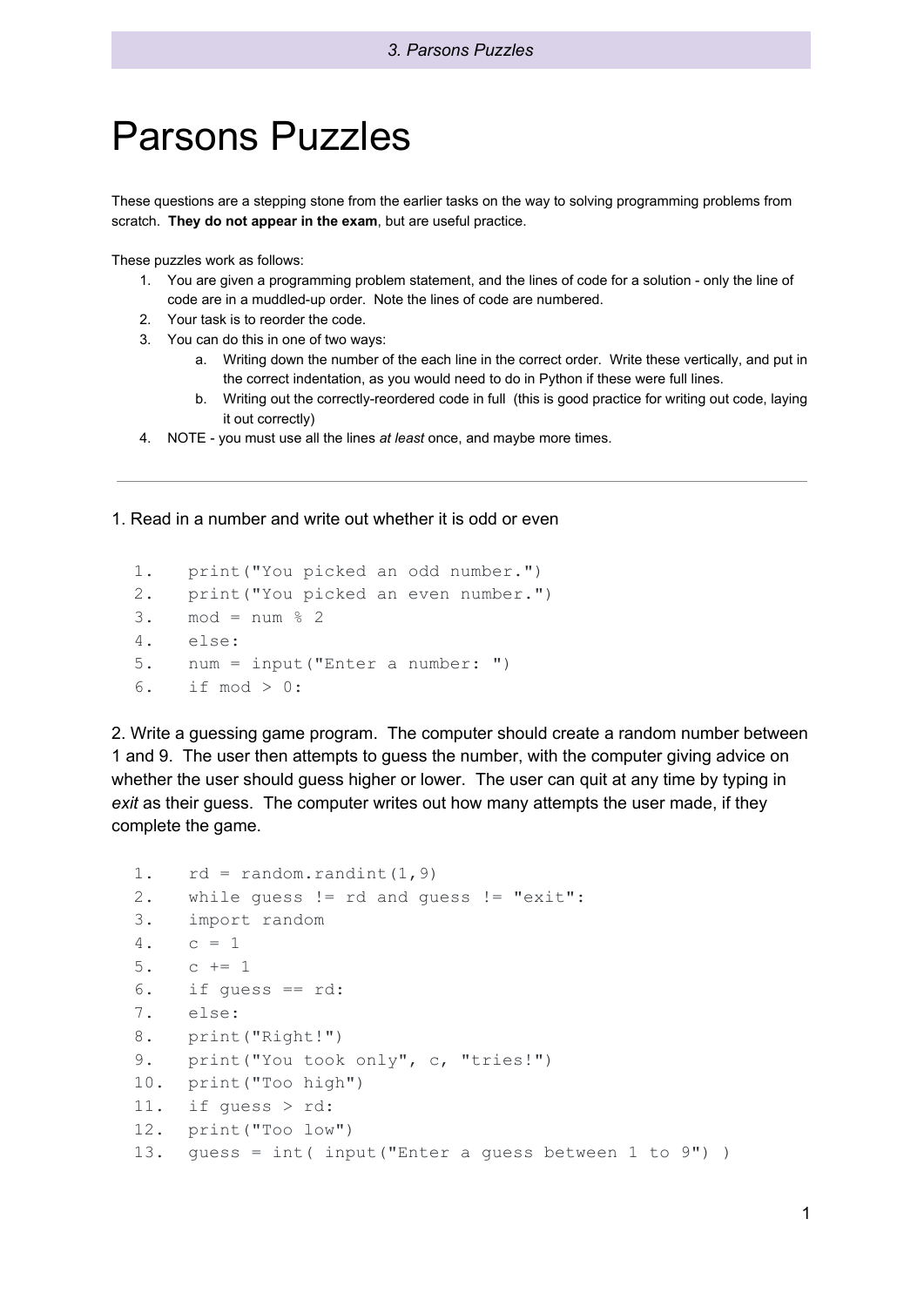# Parsons Puzzles

These questions are a stepping stone from the earlier tasks on the way to solving programming problems from scratch. **They do not appear in the exam**, but are useful practice.

These puzzles work as follows:

1. You are given a programming problem statement, and the lines of code for a solution - only the line of code are in a muddled-up order. Note the lines of code are numbered.
2. Your task is to reorder the code.
3. You can do this in one of two ways:
   a. Writing down the number of the each line in the correct order. Write these vertically, and put in the correct indentation, as you would need to do in Python if these were full lines.
   b. Writing out the correctly-reordered code in full (this is good practice for writing out code, laying it out correctly)
4. NOTE - you must use all the lines *at least* once, and maybe more times.

---

1. Read in a number and write out whether it is odd or even

```
1.   print("You picked an odd number.")
2.   print("You picked an even number.")
3.   mod = num % 2
4.   else:
5.   num = input("Enter a number: ")
6.   if mod > 0:
```

2. Write a guessing game program. The computer should create a random number between 1 and 9. The user then attempts to guess the number, with the computer giving advice on whether the user should guess higher or lower. The user can quit at any time by typing in *exit* as their guess. The computer writes out how many attempts the user made, if they complete the game.

```
1.   rd = random.randint(1,9)
2.   while guess != rd and guess != "exit":
3.   import random
4.   c = 1
5.   c += 1
6.   if guess == rd:
7.   else:
8.   print("Right!")
9.   print("You took only", c, "tries!")
10.  print("Too high")
11.  if guess > rd:
12.  print("Too low")
13.  guess = int( input("Enter a guess between 1 to 9") )
```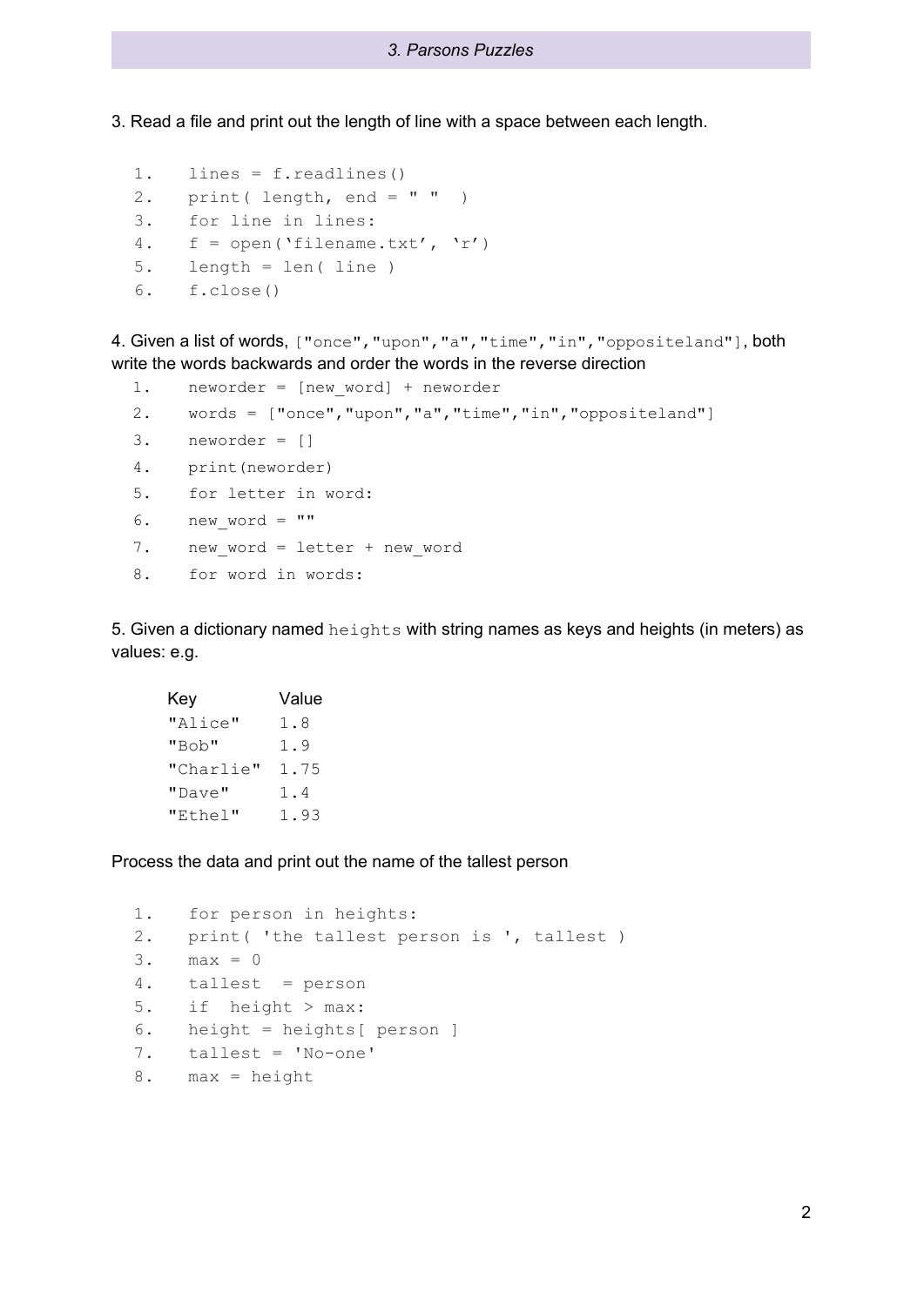3. Read a file and print out the length of line with a space between each length.

```
1.   lines = f.readlines()
2.   print( length, end = " "  )
3.   for line in lines:
4.   f = open('filename.txt', 'r')
5.   length = len( line )
6.   f.close()
```

4. Given a list of words, `["once","upon","a","time","in","oppositeland"]`, both write the words backwards and order the words in the reverse direction

```
1.   neworder = [new_word] + neworder
2.   words = ["once","upon","a","time","in","oppositeland"]
3.   neworder = []
4.   print(neworder)
5.   for letter in word:
6.   new_word = ""
7.   new_word = letter + new_word
8.   for word in words:
```

5. Given a dictionary named `heights` with string names as keys and heights (in meters) as values: e.g.

| Key | Value |
|---|---|
| "Alice" | 1.8 |
| "Bob" | 1.9 |
| "Charlie" | 1.75 |
| "Dave" | 1.4 |
| "Ethel" | 1.93 |

Process the data and print out the name of the tallest person

```
1.   for person in heights:
2.   print( 'the tallest person is ', tallest )
3.   max = 0
4.   tallest  = person
5.   if  height > max:
6.   height = heights[ person ]
7.   tallest = 'No-one'
8.   max = height
```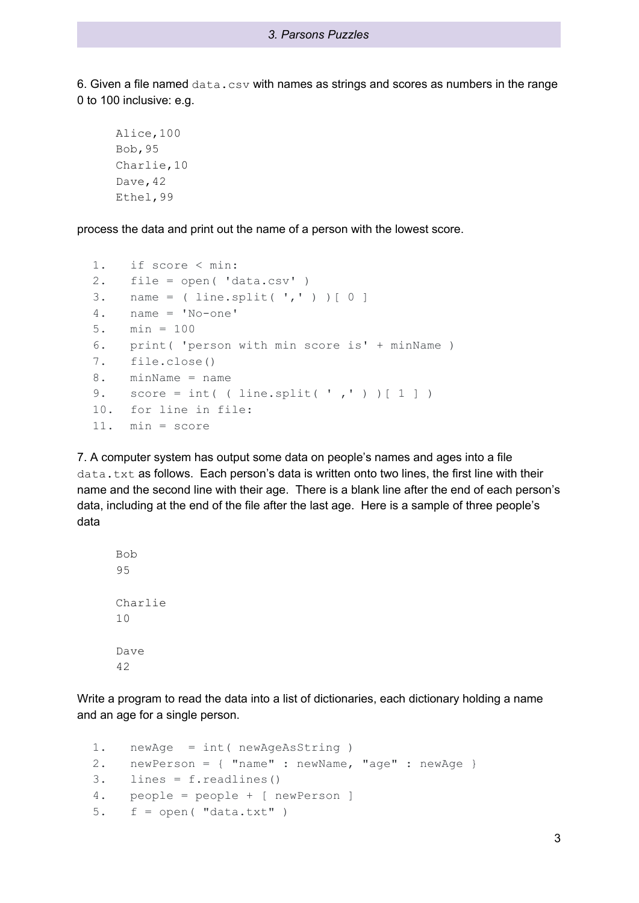6. Given a file named `data.csv` with names as strings and scores as numbers in the range 0 to 100 inclusive: e.g.

```
Alice,100
Bob,95
Charlie,10
Dave,42
Ethel,99
```

process the data and print out the name of a person with the lowest score.

```
1.   if score < min:
2.   file = open( 'data.csv' )
3.   name = ( line.split( ',' ) )[ 0 ]
4.   name = 'No-one'
5.   min = 100
6.   print( 'person with min score is' + minName )
7.   file.close()
8.   minName = name
9.   score = int( ( line.split( ' ,' ) )[ 1 ] )
10.  for line in file:
11.  min = score
```

7. A computer system has output some data on people's names and ages into a file `data.txt` as follows. Each person's data is written onto two lines, the first line with their name and the second line with their age. There is a blank line after the end of each person's data, including at the end of the file after the last age. Here is a sample of three people's data

```
Bob
95

Charlie
10

Dave
42
```

Write a program to read the data into a list of dictionaries, each dictionary holding a name and an age for a single person.

```
1.   newAge  = int( newAgeAsString )
2.   newPerson = { "name" : newName, "age" : newAge }
3.   lines = f.readlines()
4.   people = people + [ newPerson ]
5.   f = open( "data.txt" )
```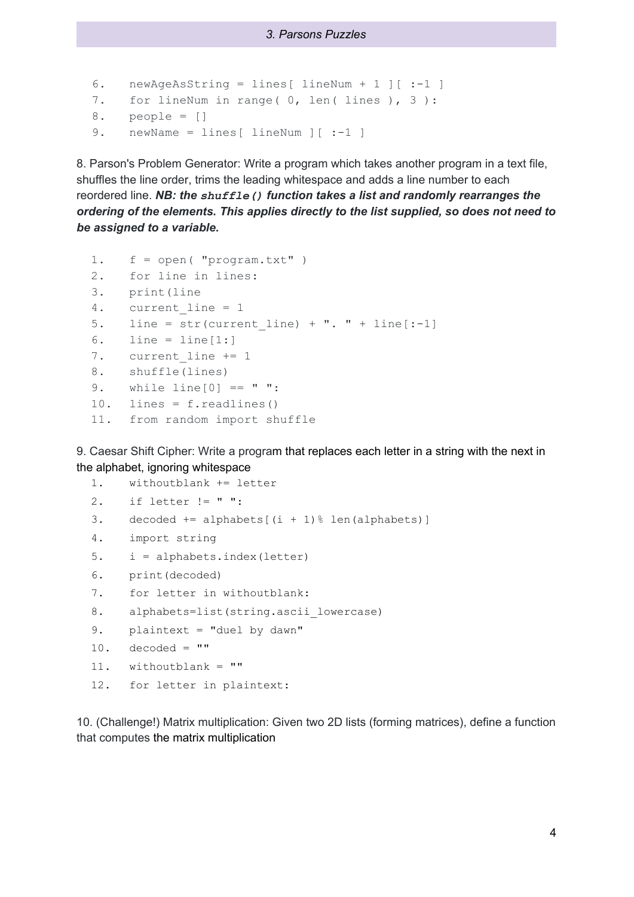```
6.    newAgeAsString = lines[ lineNum + 1 ][ :-1 ]
7.    for lineNum in range( 0, len( lines ), 3 ):
8.    people = []
9.    newName = lines[ lineNum ][ :-1 ]
```

8. Parson's Problem Generator: Write a program which takes another program in a text file, shuffles the line order, trims the leading whitespace and adds a line number to each reordered line. ***NB: the `shuffle()` function takes a list and randomly rearranges the ordering of the elements. This applies directly to the list supplied, so does not need to be assigned to a variable.***

```
1.    f = open( "program.txt" )
2.    for line in lines:
3.    print(line
4.    current_line = 1
5.    line = str(current_line) + ". " + line[:-1]
6.    line = line[1:]
7.    current_line += 1
8.    shuffle(lines)
9.    while line[0] == " ":
10.   lines = f.readlines()
11.   from random import shuffle
```

9. Caesar Shift Cipher: Write a program that replaces each letter in a string with the next in the alphabet, ignoring whitespace

```
1.    withoutblank += letter
2.    if letter != " ":
3.    decoded += alphabets[(i + 1)% len(alphabets)]
4.    import string
5.    i = alphabets.index(letter)
6.    print(decoded)
7.    for letter in withoutblank:
8.    alphabets=list(string.ascii_lowercase)
9.    plaintext = "duel by dawn"
10.   decoded = ""
11.   withoutblank = ""
12.   for letter in plaintext:
```

10. (Challenge!) Matrix multiplication: Given two 2D lists (forming matrices), define a function that computes the matrix multiplication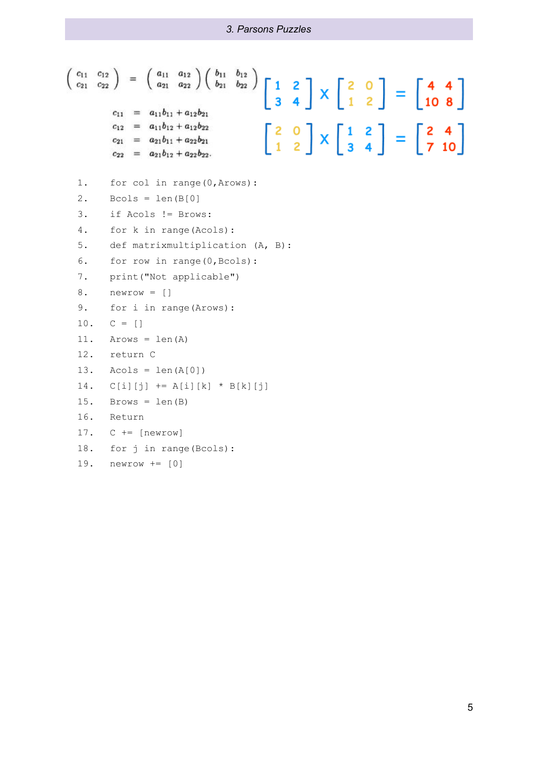$$\begin{pmatrix} c_{11} & c_{12} \\ c_{21} & c_{22} \end{pmatrix} = \begin{pmatrix} a_{11} & a_{12} \\ a_{21} & a_{22} \end{pmatrix} \begin{pmatrix} b_{11} & b_{12} \\ b_{21} & b_{22} \end{pmatrix}$$

$$\begin{aligned} c_{11} &= a_{11}b_{11} + a_{12}b_{21} \\ c_{12} &= a_{11}b_{12} + a_{12}b_{22} \\ c_{21} &= a_{21}b_{11} + a_{22}b_{21} \\ c_{22} &= a_{21}b_{12} + a_{22}b_{22}. \end{aligned}$$

$$\begin{bmatrix} 1 & 2 \\ 3 & 4 \end{bmatrix} \times \begin{bmatrix} 2 & 0 \\ 1 & 2 \end{bmatrix} = \begin{bmatrix} 4 & 4 \\ 10 & 8 \end{bmatrix}$$

$$\begin{bmatrix} 2 & 0 \\ 1 & 2 \end{bmatrix} \times \begin{bmatrix} 1 & 2 \\ 3 & 4 \end{bmatrix} = \begin{bmatrix} 2 & 4 \\ 7 & 10 \end{bmatrix}$$

```
1.  for col in range(0,Arows):
2.  Bcols = len(B[0]
3.  if Acols != Brows:
4.  for k in range(Acols):
5.  def matrixmultiplication (A, B):
6.  for row in range(0,Bcols):
7.  print("Not applicable")
8.  newrow = []
9.  for i in range(Arows):
10. C = []
11. Arows = len(A)
12. return C
13. Acols = len(A[0])
14. C[i][j] += A[i][k] * B[k][j]
15. Brows = len(B)
16. Return
17. C += [newrow]
18. for j in range(Bcols):
19. newrow += [0]
```